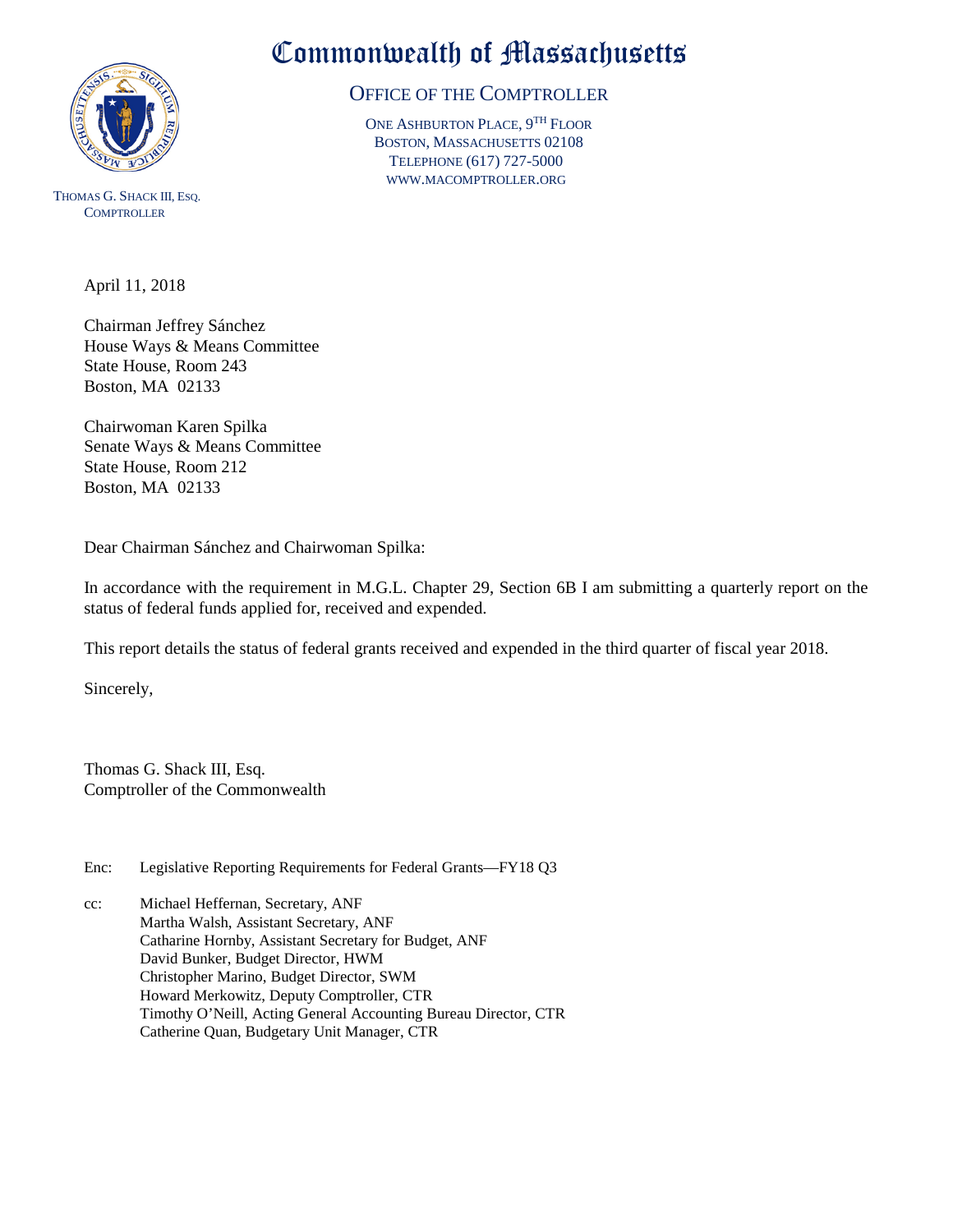# Commonwealth of Massachusetts

## Office of the Comptroller

One Ashburton Place, 9th Floor
Boston, Massachusetts 02108
Telephone (617) 727-5000
www.macomptroller.org

Thomas G. Shack III, Esq.
Comptroller

April 11, 2018

Chairman Jeffrey Sánchez
House Ways & Means Committee
State House, Room 243
Boston, MA 02133

Chairwoman Karen Spilka
Senate Ways & Means Committee
State House, Room 212
Boston, MA 02133

Dear Chairman Sánchez and Chairwoman Spilka:

In accordance with the requirement in M.G.L. Chapter 29, Section 6B I am submitting a quarterly report on the status of federal funds applied for, received and expended.

This report details the status of federal grants received and expended in the third quarter of fiscal year 2018.

Sincerely,

Thomas G. Shack III, Esq.
Comptroller of the Commonwealth

Enc: Legislative Reporting Requirements for Federal Grants—FY18 Q3

cc: Michael Heffernan, Secretary, ANF
Martha Walsh, Assistant Secretary, ANF
Catharine Hornby, Assistant Secretary for Budget, ANF
David Bunker, Budget Director, HWM
Christopher Marino, Budget Director, SWM
Howard Merkowitz, Deputy Comptroller, CTR
Timothy O'Neill, Acting General Accounting Bureau Director, CTR
Catherine Quan, Budgetary Unit Manager, CTR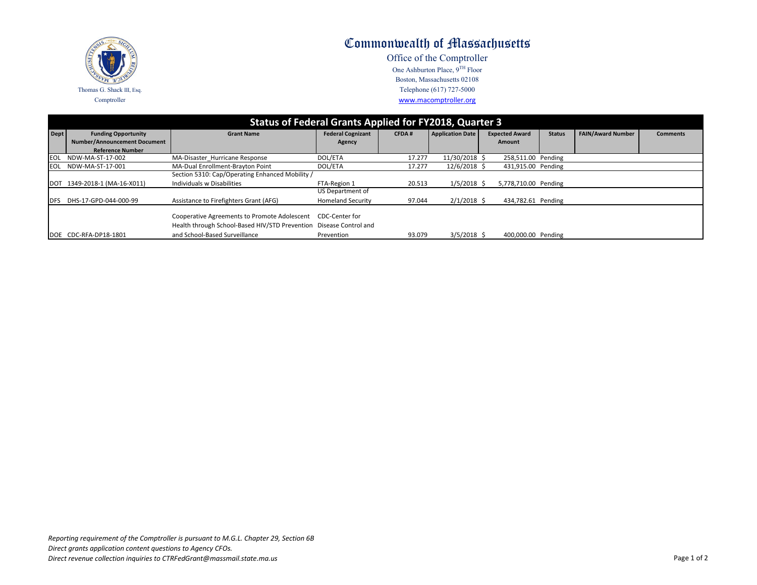# Commonwealth of Massachusetts

Office of the Comptroller
One Ashburton Place, 9TH Floor
Boston, Massachusetts 02108
Telephone (617) 727-5000
www.macomptroller.org

Thomas G. Shack III, Esq.
Comptroller

## Status of Federal Grants Applied for FY2018, Quarter 3

| Dept | Funding Opportunity Number/Announcement Document Reference Number | Grant Name | Federal Cognizant Agency | CFDA # | Application Date | Expected Award Amount | Status | FAIN/Award Number | Comments |
|---|---|---|---|---|---|---|---|---|---|
| EOL | NDW-MA-ST-17-002 | MA-Disaster_Hurricane Response | DOL/ETA | 17.277 | 11/30/2018 | $ 258,511.00 | Pending | | |
| EOL | NDW-MA-ST-17-001 | MA-Dual Enrollment-Brayton Point | DOL/ETA | 17.277 | 12/6/2018 | $ 431,915.00 | Pending | | |
| DOT | 1349-2018-1 (MA-16-X011) | Section 5310: Cap/Operating Enhanced Mobility / Individuals w Disabilities | FTA-Region 1 | 20.513 | 1/5/2018 | $ 5,778,710.00 | Pending | | |
| DFS | DHS-17-GPD-044-000-99 | Assistance to Firefighters Grant (AFG) | US Department of Homeland Security | 97.044 | 2/1/2018 | $ 434,782.61 | Pending | | |
| DOE | CDC-RFA-DP18-1801 | Cooperative Agreements to Promote Adolescent Health through School-Based HIV/STD Prevention and School-Based Surveillance | CDC-Center for Disease Control and Prevention | 93.079 | 3/5/2018 | $ 400,000.00 | Pending | | |

*Reporting requirement of the Comptroller is pursuant to M.G.L. Chapter 29, Section 6B*
*Direct grants application content questions to Agency CFOs.*
*Direct revenue collection inquiries to CTRFedGrant@massmail.state.ma.us*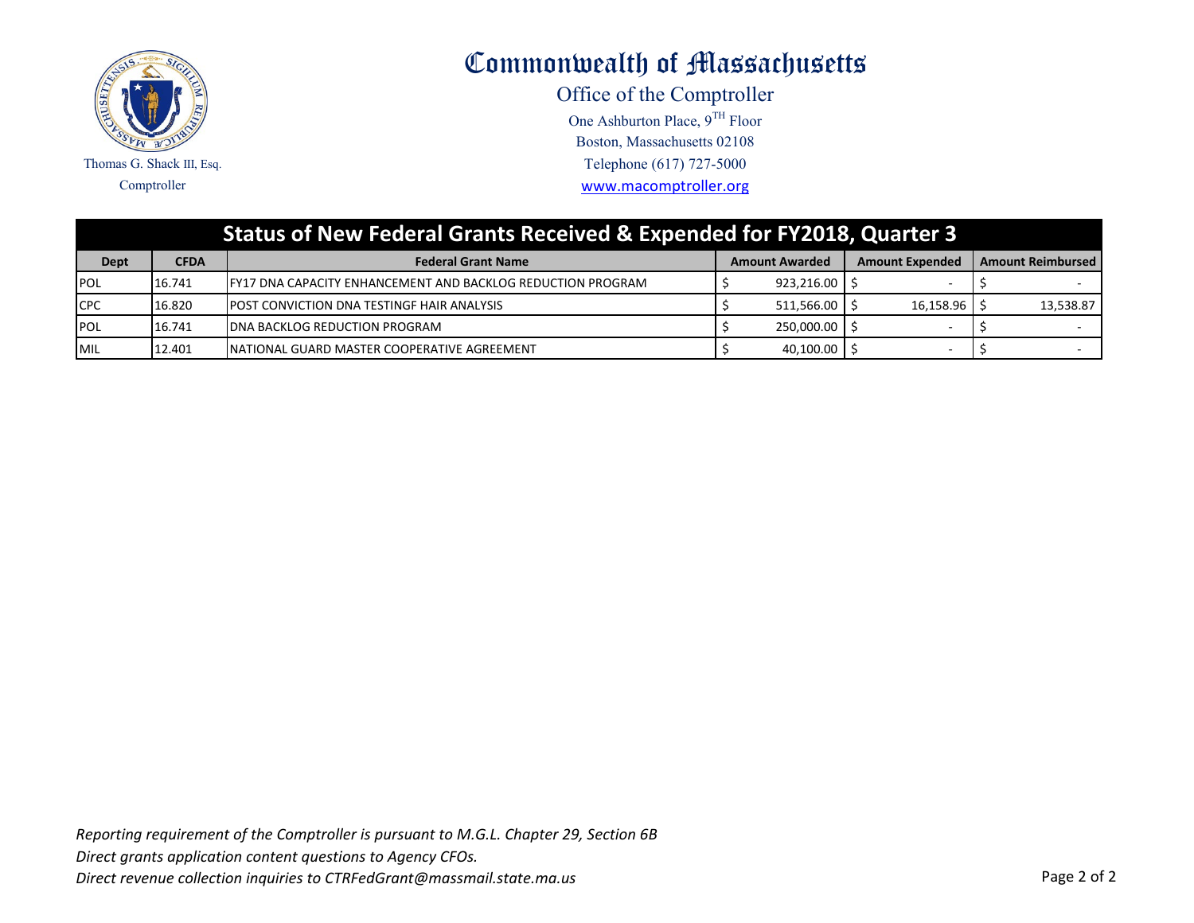# Commonwealth of Massachusetts

## Office of the Comptroller

One Ashburton Place, 9TH Floor
Boston, Massachusetts 02108
Telephone (617) 727-5000
www.macomptroller.org

Thomas G. Shack III, Esq.
Comptroller

## Status of New Federal Grants Received & Expended for FY2018, Quarter 3

| Dept | CFDA | Federal Grant Name | Amount Awarded | Amount Expended | Amount Reimbursed |
|---|---|---|---|---|---|
| POL | 16.741 | FY17 DNA CAPACITY ENHANCEMENT AND BACKLOG REDUCTION PROGRAM | $ 923,216.00 | $ - | $ - |
| CPC | 16.820 | POST CONVICTION DNA TESTINGF HAIR ANALYSIS | $ 511,566.00 | $ 16,158.96 | $ 13,538.87 |
| POL | 16.741 | DNA BACKLOG REDUCTION PROGRAM | $ 250,000.00 | $ - | $ - |
| MIL | 12.401 | NATIONAL GUARD MASTER COOPERATIVE AGREEMENT | $ 40,100.00 | $ - | $ - |

*Reporting requirement of the Comptroller is pursuant to M.G.L. Chapter 29, Section 6B*
*Direct grants application content questions to Agency CFOs.*
*Direct revenue collection inquiries to CTRFedGrant@massmail.state.ma.us*